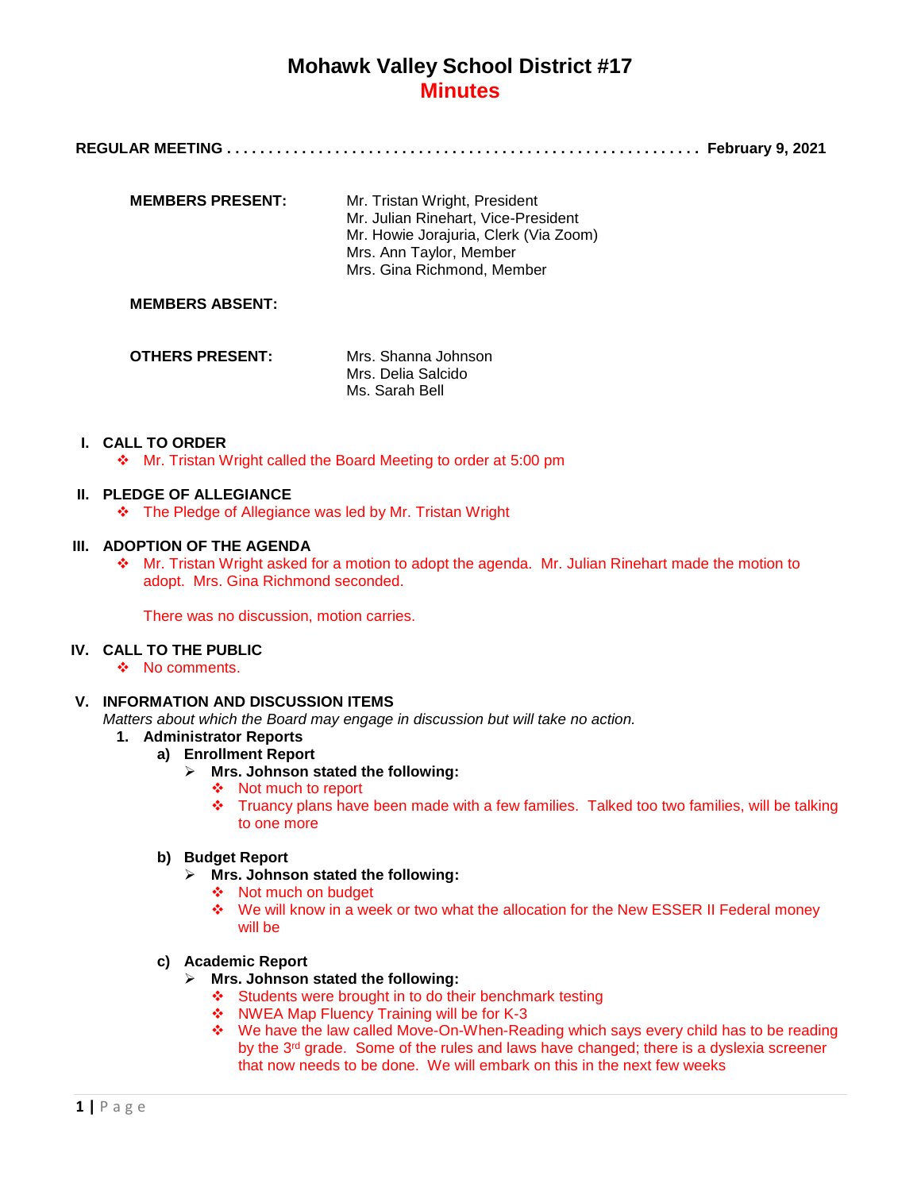# Mohawk Valley School District #17
## Minutes

**REGULAR MEETING . . . . . . . . . . . . . . . . . . . . . . . . . . . . . . . . . . . . . . . . . . . . . . . . . . . . . . . . . February 9, 2021**

| | |
|---|---|
| **MEMBERS PRESENT:** | Mr. Tristan Wright, President<br>Mr. Julian Rinehart, Vice-President<br>Mr. Howie Jorajuria, Clerk (Via Zoom)<br>Mrs. Ann Taylor, Member<br>Mrs. Gina Richmond, Member |
| **MEMBERS ABSENT:** | |
| **OTHERS PRESENT:** | Mrs. Shanna Johnson<br>Mrs. Delia Salcido<br>Ms. Sarah Bell |

### I. CALL TO ORDER
- Mr. Tristan Wright called the Board Meeting to order at 5:00 pm

### II. PLEDGE OF ALLEGIANCE
- The Pledge of Allegiance was led by Mr. Tristan Wright

### III. ADOPTION OF THE AGENDA
- Mr. Tristan Wright asked for a motion to adopt the agenda. Mr. Julian Rinehart made the motion to adopt. Mrs. Gina Richmond seconded.

  There was no discussion, motion carries.

### IV. CALL TO THE PUBLIC
- No comments.

### V. INFORMATION AND DISCUSSION ITEMS
*Matters about which the Board may engage in discussion but will take no action.*

1. **Administrator Reports**
   a) **Enrollment Report**
      - **Mrs. Johnson stated the following:**
        - Not much to report
        - Truancy plans have been made with a few families. Talked too two families, will be talking to one more

   b) **Budget Report**
      - **Mrs. Johnson stated the following:**
        - Not much on budget
        - We will know in a week or two what the allocation for the New ESSER II Federal money will be

   c) **Academic Report**
      - **Mrs. Johnson stated the following:**
        - Students were brought in to do their benchmark testing
        - NWEA Map Fluency Training will be for K-3
        - We have the law called Move-On-When-Reading which says every child has to be reading by the 3rd grade. Some of the rules and laws have changed; there is a dyslexia screener that now needs to be done. We will embark on this in the next few weeks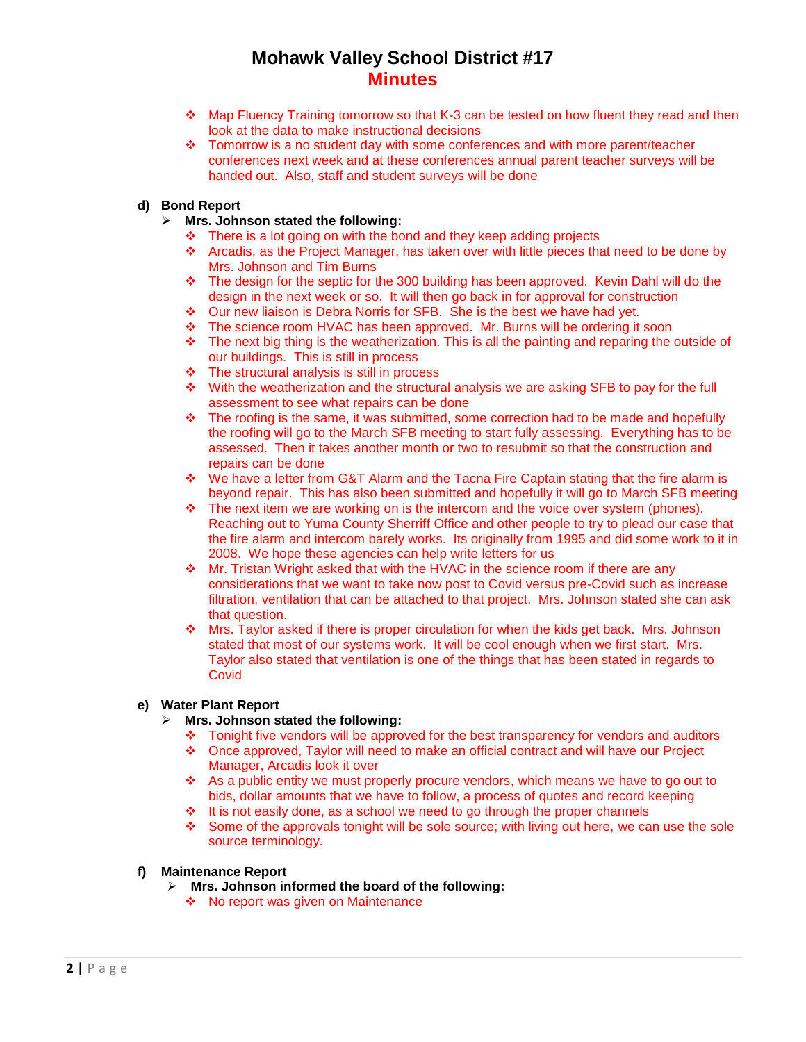- Map Fluency Training tomorrow so that K-3 can be tested on how fluent they read and then look at the data to make instructional decisions
- Tomorrow is a no student day with some conferences and with more parent/teacher conferences next week and at these conferences annual parent teacher surveys will be handed out. Also, staff and student surveys will be done

**d) Bond Report**

- **Mrs. Johnson stated the following:**
  - There is a lot going on with the bond and they keep adding projects
  - Arcadis, as the Project Manager, has taken over with little pieces that need to be done by Mrs. Johnson and Tim Burns
  - The design for the septic for the 300 building has been approved. Kevin Dahl will do the design in the next week or so. It will then go back in for approval for construction
  - Our new liaison is Debra Norris for SFB. She is the best we have had yet.
  - The science room HVAC has been approved. Mr. Burns will be ordering it soon
  - The next big thing is the weatherization. This is all the painting and reparing the outside of our buildings. This is still in process
  - The structural analysis is still in process
  - With the weatherization and the structural analysis we are asking SFB to pay for the full assessment to see what repairs can be done
  - The roofing is the same, it was submitted, some correction had to be made and hopefully the roofing will go to the March SFB meeting to start fully assessing. Everything has to be assessed. Then it takes another month or two to resubmit so that the construction and repairs can be done
  - We have a letter from G&T Alarm and the Tacna Fire Captain stating that the fire alarm is beyond repair. This has also been submitted and hopefully it will go to March SFB meeting
  - The next item we are working on is the intercom and the voice over system (phones). Reaching out to Yuma County Sherriff Office and other people to try to plead our case that the fire alarm and intercom barely works. Its originally from 1995 and did some work to it in 2008. We hope these agencies can help write letters for us
  - Mr. Tristan Wright asked that with the HVAC in the science room if there are any considerations that we want to take now post to Covid versus pre-Covid such as increase filtration, ventilation that can be attached to that project. Mrs. Johnson stated she can ask that question.
  - Mrs. Taylor asked if there is proper circulation for when the kids get back. Mrs. Johnson stated that most of our systems work. It will be cool enough when we first start. Mrs. Taylor also stated that ventilation is one of the things that has been stated in regards to Covid

**e) Water Plant Report**

- **Mrs. Johnson stated the following:**
  - Tonight five vendors will be approved for the best transparency for vendors and auditors
  - Once approved, Taylor will need to make an official contract and will have our Project Manager, Arcadis look it over
  - As a public entity we must properly procure vendors, which means we have to go out to bids, dollar amounts that we have to follow, a process of quotes and record keeping
  - It is not easily done, as a school we need to go through the proper channels
  - Some of the approvals tonight will be sole source; with living out here, we can use the sole source terminology.

**f) Maintenance Report**

- **Mrs. Johnson informed the board of the following:**
  - No report was given on Maintenance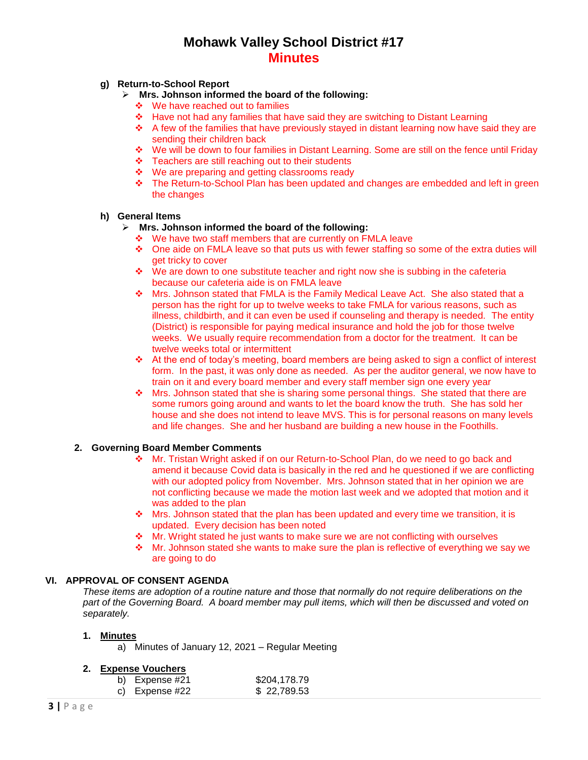# Mohawk Valley School District #17
## Minutes

**g) Return-to-School Report**

- **Mrs. Johnson informed the board of the following:**
  - We have reached out to families
  - Have not had any families that have said they are switching to Distant Learning
  - A few of the families that have previously stayed in distant learning now have said they are sending their children back
  - We will be down to four families in Distant Learning. Some are still on the fence until Friday
  - Teachers are still reaching out to their students
  - We are preparing and getting classrooms ready
  - The Return-to-School Plan has been updated and changes are embedded and left in green the changes

**h) General Items**

- **Mrs. Johnson informed the board of the following:**
  - We have two staff members that are currently on FMLA leave
  - One aide on FMLA leave so that puts us with fewer staffing so some of the extra duties will get tricky to cover
  - We are down to one substitute teacher and right now she is subbing in the cafeteria because our cafeteria aide is on FMLA leave
  - Mrs. Johnson stated that FMLA is the Family Medical Leave Act. She also stated that a person has the right for up to twelve weeks to take FMLA for various reasons, such as illness, childbirth, and it can even be used if counseling and therapy is needed. The entity (District) is responsible for paying medical insurance and hold the job for those twelve weeks. We usually require recommendation from a doctor for the treatment. It can be twelve weeks total or intermittent
  - At the end of today's meeting, board members are being asked to sign a conflict of interest form. In the past, it was only done as needed. As per the auditor general, we now have to train on it and every board member and every staff member sign one every year
  - Mrs. Johnson stated that she is sharing some personal things. She stated that there are some rumors going around and wants to let the board know the truth. She has sold her house and she does not intend to leave MVS. This is for personal reasons on many levels and life changes. She and her husband are building a new house in the Foothills.

**2. Governing Board Member Comments**

- Mr. Tristan Wright asked if on our Return-to-School Plan, do we need to go back and amend it because Covid data is basically in the red and he questioned if we are conflicting with our adopted policy from November. Mrs. Johnson stated that in her opinion we are not conflicting because we made the motion last week and we adopted that motion and it was added to the plan
- Mrs. Johnson stated that the plan has been updated and every time we transition, it is updated. Every decision has been noted
- Mr. Wright stated he just wants to make sure we are not conflicting with ourselves
- Mr. Johnson stated she wants to make sure the plan is reflective of everything we say we are going to do

## VI. APPROVAL OF CONSENT AGENDA

*These items are adoption of a routine nature and those that normally do not require deliberations on the part of the Governing Board. A board member may pull items, which will then be discussed and voted on separately.*

1. **Minutes**
   a) Minutes of January 12, 2021 – Regular Meeting

2. **Expense Vouchers**

| | |
|---|---|
| b) Expense #21 | $204,178.79 |
| c) Expense #22 | $ 22,789.53 |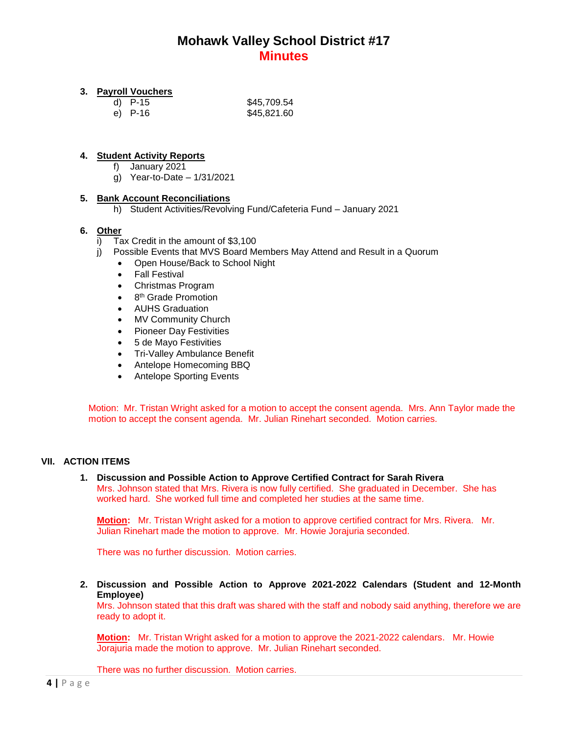# Mohawk Valley School District #17
## Minutes

3. **Payroll Vouchers**
   - d) P-15 $45,709.54
   - e) P-16 $45,821.60

4. **Student Activity Reports**
   - f) January 2021
   - g) Year-to-Date – 1/31/2021

5. **Bank Account Reconciliations**
   - h) Student Activities/Revolving Fund/Cafeteria Fund – January 2021

6. **Other**
   - i) Tax Credit in the amount of $3,100
   - j) Possible Events that MVS Board Members May Attend and Result in a Quorum
     - Open House/Back to School Night
     - Fall Festival
     - Christmas Program
     - 8th Grade Promotion
     - AUHS Graduation
     - MV Community Church
     - Pioneer Day Festivities
     - 5 de Mayo Festivities
     - Tri-Valley Ambulance Benefit
     - Antelope Homecoming BBQ
     - Antelope Sporting Events

Motion: Mr. Tristan Wright asked for a motion to accept the consent agenda. Mrs. Ann Taylor made the motion to accept the consent agenda. Mr. Julian Rinehart seconded. Motion carries.

## VII. ACTION ITEMS

1. **Discussion and Possible Action to Approve Certified Contract for Sarah Rivera**

   Mrs. Johnson stated that Mrs. Rivera is now fully certified. She graduated in December. She has worked hard. She worked full time and completed her studies at the same time.

   **Motion:** Mr. Tristan Wright asked for a motion to approve certified contract for Mrs. Rivera. Mr. Julian Rinehart made the motion to approve. Mr. Howie Jorajuria seconded.

   There was no further discussion. Motion carries.

2. **Discussion and Possible Action to Approve 2021-2022 Calendars (Student and 12-Month Employee)**

   Mrs. Johnson stated that this draft was shared with the staff and nobody said anything, therefore we are ready to adopt it.

   **Motion:** Mr. Tristan Wright asked for a motion to approve the 2021-2022 calendars. Mr. Howie Jorajuria made the motion to approve. Mr. Julian Rinehart seconded.

   There was no further discussion. Motion carries.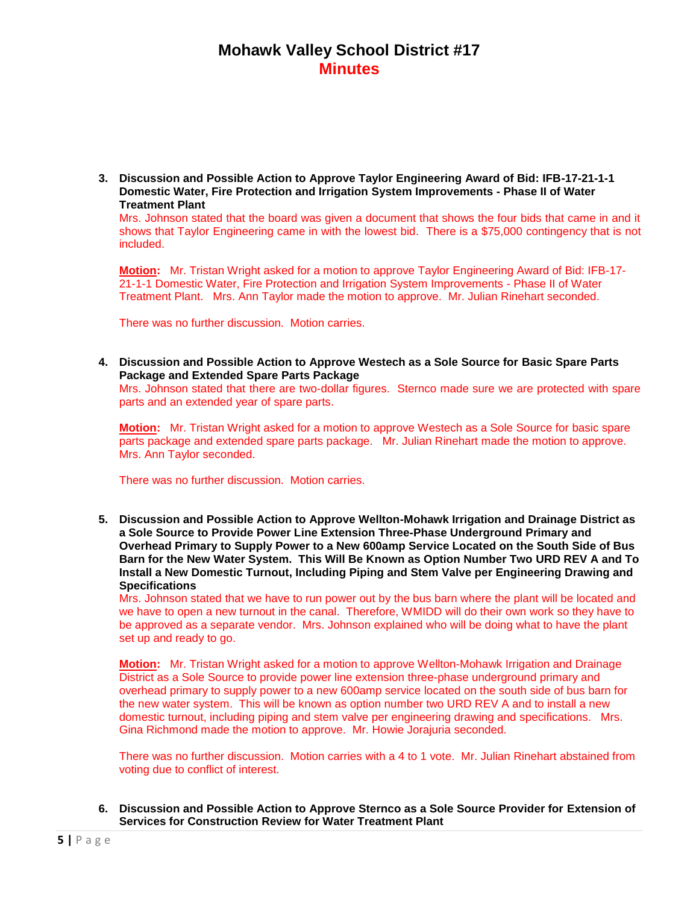3. **Discussion and Possible Action to Approve Taylor Engineering Award of Bid: IFB-17-21-1-1 Domestic Water, Fire Protection and Irrigation System Improvements - Phase II of Water Treatment Plant**

   Mrs. Johnson stated that the board was given a document that shows the four bids that came in and it shows that Taylor Engineering came in with the lowest bid. There is a $75,000 contingency that is not included.

   **Motion:** Mr. Tristan Wright asked for a motion to approve Taylor Engineering Award of Bid: IFB-17-21-1-1 Domestic Water, Fire Protection and Irrigation System Improvements - Phase II of Water Treatment Plant. Mrs. Ann Taylor made the motion to approve. Mr. Julian Rinehart seconded.

   There was no further discussion. Motion carries.

4. **Discussion and Possible Action to Approve Westech as a Sole Source for Basic Spare Parts Package and Extended Spare Parts Package**

   Mrs. Johnson stated that there are two-dollar figures. Sternco made sure we are protected with spare parts and an extended year of spare parts.

   **Motion:** Mr. Tristan Wright asked for a motion to approve Westech as a Sole Source for basic spare parts package and extended spare parts package. Mr. Julian Rinehart made the motion to approve. Mrs. Ann Taylor seconded.

   There was no further discussion. Motion carries.

5. **Discussion and Possible Action to Approve Wellton-Mohawk Irrigation and Drainage District as a Sole Source to Provide Power Line Extension Three-Phase Underground Primary and Overhead Primary to Supply Power to a New 600amp Service Located on the South Side of Bus Barn for the New Water System. This Will Be Known as Option Number Two URD REV A and To Install a New Domestic Turnout, Including Piping and Stem Valve per Engineering Drawing and Specifications**

   Mrs. Johnson stated that we have to run power out by the bus barn where the plant will be located and we have to open a new turnout in the canal. Therefore, WMIDD will do their own work so they have to be approved as a separate vendor. Mrs. Johnson explained who will be doing what to have the plant set up and ready to go.

   **Motion:** Mr. Tristan Wright asked for a motion to approve Wellton-Mohawk Irrigation and Drainage District as a Sole Source to provide power line extension three-phase underground primary and overhead primary to supply power to a new 600amp service located on the south side of bus barn for the new water system. This will be known as option number two URD REV A and to install a new domestic turnout, including piping and stem valve per engineering drawing and specifications. Mrs. Gina Richmond made the motion to approve. Mr. Howie Jorajuria seconded.

   There was no further discussion. Motion carries with a 4 to 1 vote. Mr. Julian Rinehart abstained from voting due to conflict of interest.

6. **Discussion and Possible Action to Approve Sternco as a Sole Source Provider for Extension of Services for Construction Review for Water Treatment Plant**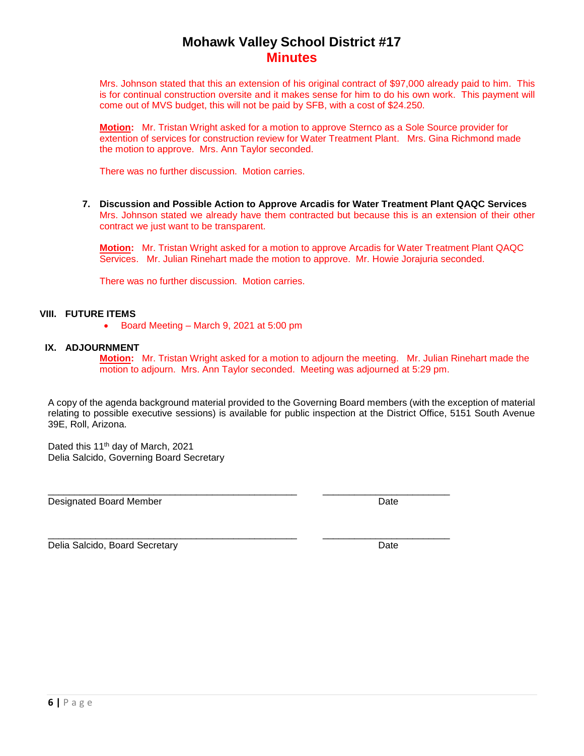# Mohawk Valley School District #17
## Minutes

Mrs. Johnson stated that this an extension of his original contract of $97,000 already paid to him. This is for continual construction oversite and it makes sense for him to do his own work. This payment will come out of MVS budget, this will not be paid by SFB, with a cost of $24.250.

**Motion:** Mr. Tristan Wright asked for a motion to approve Sternco as a Sole Source provider for extention of services for construction review for Water Treatment Plant. Mrs. Gina Richmond made the motion to approve. Mrs. Ann Taylor seconded.

There was no further discussion. Motion carries.

7. **Discussion and Possible Action to Approve Arcadis for Water Treatment Plant QAQC Services**
   Mrs. Johnson stated we already have them contracted but because this is an extension of their other contract we just want to be transparent.

   **Motion:** Mr. Tristan Wright asked for a motion to approve Arcadis for Water Treatment Plant QAQC Services. Mr. Julian Rinehart made the motion to approve. Mr. Howie Jorajuria seconded.

   There was no further discussion. Motion carries.

### VIII. FUTURE ITEMS

- Board Meeting – March 9, 2021 at 5:00 pm

### IX. ADJOURNMENT

**Motion:** Mr. Tristan Wright asked for a motion to adjourn the meeting. Mr. Julian Rinehart made the motion to adjourn. Mrs. Ann Taylor seconded. Meeting was adjourned at 5:29 pm.

A copy of the agenda background material provided to the Governing Board members (with the exception of material relating to possible executive sessions) is available for public inspection at the District Office, 5151 South Avenue 39E, Roll, Arizona.

Dated this 11th day of March, 2021
Delia Salcido, Governing Board Secretary

_______________________________________________ _______________________
Designated Board Member Date

_______________________________________________ _______________________
Delia Salcido, Board Secretary Date